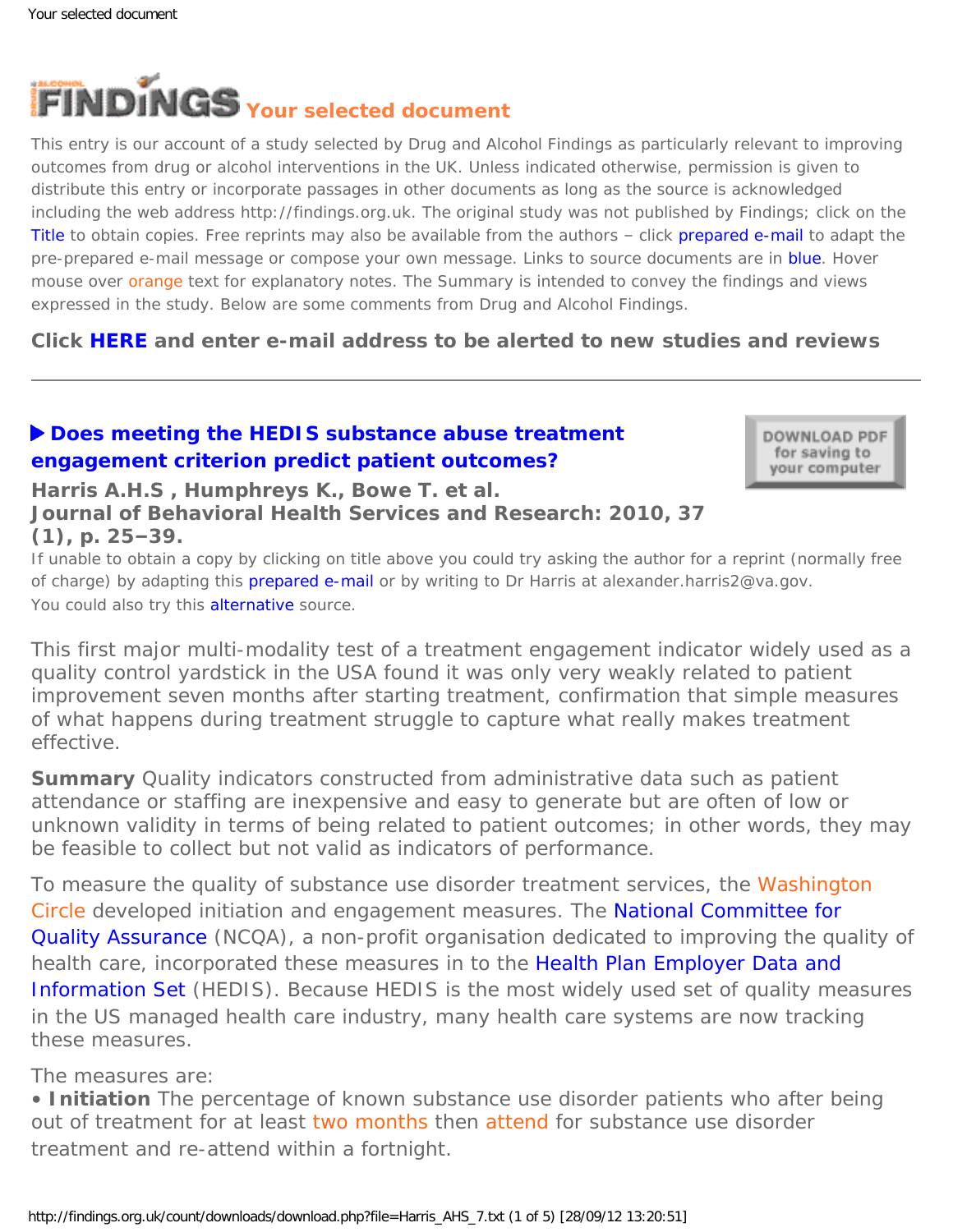# Your selected document

This entry is our account of a study selected by Drug and Alcohol Findings as particularly relevant to improving outcomes from drug or alcohol interventions in the UK. Unless indicated otherwise, permission is given to distribute this entry or incorporate passages in other documents as long as the source is acknowledged including the web address http://findings.org.uk. The original study was not published by Findings; click on the Title to obtain copies. Free reprints may also be available from the authors – click prepared e-mail to adapt the pre-prepared e-mail message or compose your own message. Links to source documents are in blue. Hover mouse over orange text for explanatory notes. The Summary is intended to convey the findings and views expressed in the study. Below are some comments from Drug and Alcohol Findings.

**Click HERE and enter e-mail address to be alerted to new studies and reviews**

---

## ▶ Does meeting the HEDIS substance abuse treatment engagement criterion predict patient outcomes?

**Harris A.H.S , Humphreys K., Bowe T. et al.**
**Journal of Behavioral Health Services and Research: 2010, 37 (1), p. 25–39.**

If unable to obtain a copy by clicking on title above you could try asking the author for a reprint (normally free of charge) by adapting this prepared e-mail or by writing to Dr Harris at alexander.harris2@va.gov. You could also try this alternative source.

This first major multi-modality test of a treatment engagement indicator widely used as a quality control yardstick in the USA found it was only very weakly related to patient improvement seven months after starting treatment, confirmation that simple measures of what happens during treatment struggle to capture what really makes treatment effective.

**Summary** Quality indicators constructed from administrative data such as patient attendance or staffing are inexpensive and easy to generate but are often of low or unknown validity in terms of being related to patient outcomes; in other words, they may be feasible to collect but not valid as indicators of performance.

To measure the quality of substance use disorder treatment services, the Washington Circle developed initiation and engagement measures. The National Committee for Quality Assurance (NCQA), a non-profit organisation dedicated to improving the quality of health care, incorporated these measures in to the Health Plan Employer Data and Information Set (HEDIS). Because HEDIS is the most widely used set of quality measures in the US managed health care industry, many health care systems are now tracking these measures.

The measures are:

- **Initiation** The percentage of known substance use disorder patients who after being out of treatment for at least two months then attend for substance use disorder treatment and re-attend within a fortnight.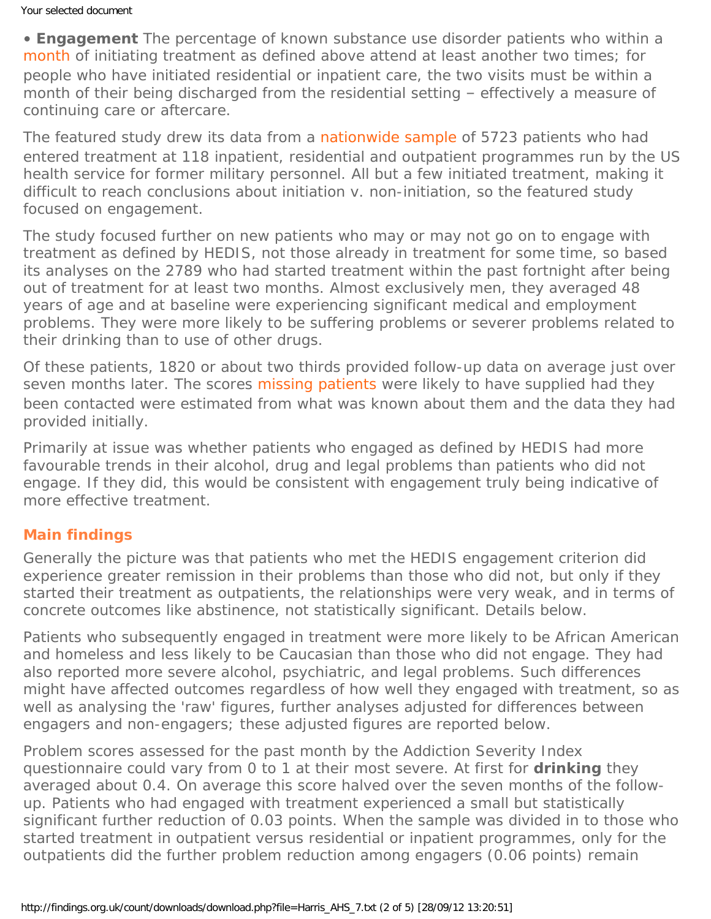• **Engagement** The percentage of known substance use disorder patients who within a month of initiating treatment as defined above attend at least another two times; for people who have initiated residential or inpatient care, the two visits must be within a month of their being discharged from the residential setting – effectively a measure of continuing care or aftercare.

The featured study drew its data from a nationwide sample of 5723 patients who had entered treatment at 118 inpatient, residential and outpatient programmes run by the US health service for former military personnel. All but a few initiated treatment, making it difficult to reach conclusions about initiation v. non-initiation, so the featured study focused on engagement.

The study focused further on new patients who may or may not go on to engage with treatment as defined by HEDIS, not those already in treatment for some time, so based its analyses on the 2789 who had started treatment within the past fortnight after being out of treatment for at least two months. Almost exclusively men, they averaged 48 years of age and at baseline were experiencing significant medical and employment problems. They were more likely to be suffering problems or severer problems related to their drinking than to use of other drugs.

Of these patients, 1820 or about two thirds provided follow-up data on average just over seven months later. The scores missing patients were likely to have supplied had they been contacted were estimated from what was known about them and the data they had provided initially.

Primarily at issue was whether patients who engaged as defined by HEDIS had more favourable trends in their alcohol, drug and legal problems than patients who did not engage. If they did, this would be consistent with engagement truly being indicative of more effective treatment.

## Main findings

Generally the picture was that patients who met the HEDIS engagement criterion did experience greater remission in their problems than those who did not, but only if they started their treatment as outpatients, the relationships were very weak, and in terms of concrete outcomes like abstinence, not statistically significant. Details below.

Patients who subsequently engaged in treatment were more likely to be African American and homeless and less likely to be Caucasian than those who did not engage. They had also reported more severe alcohol, psychiatric, and legal problems. Such differences might have affected outcomes regardless of how well they engaged with treatment, so as well as analysing the 'raw' figures, further analyses adjusted for differences between engagers and non-engagers; these adjusted figures are reported below.

Problem scores assessed for the past month by the Addiction Severity Index questionnaire could vary from 0 to 1 at their most severe. At first for **drinking** they averaged about 0.4. On average this score halved over the seven months of the follow-up. Patients who had engaged with treatment experienced a small but statistically significant further reduction of 0.03 points. When the sample was divided in to those who started treatment in outpatient versus residential or inpatient programmes, only for the outpatients did the further problem reduction among engagers (0.06 points) remain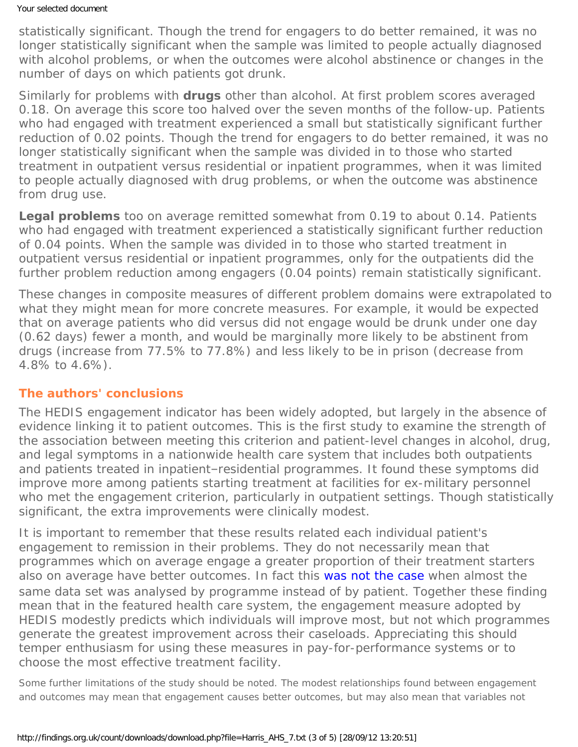statistically significant. Though the trend for engagers to do better remained, it was no longer statistically significant when the sample was limited to people actually diagnosed with alcohol problems, or when the outcomes were alcohol abstinence or changes in the number of days on which patients got drunk.

Similarly for problems with **drugs** other than alcohol. At first problem scores averaged 0.18. On average this score too halved over the seven months of the follow-up. Patients who had engaged with treatment experienced a small but statistically significant further reduction of 0.02 points. Though the trend for engagers to do better remained, it was no longer statistically significant when the sample was divided in to those who started treatment in outpatient versus residential or inpatient programmes, when it was limited to people actually diagnosed with drug problems, or when the outcome was abstinence from drug use.

**Legal problems** too on average remitted somewhat from 0.19 to about 0.14. Patients who had engaged with treatment experienced a statistically significant further reduction of 0.04 points. When the sample was divided in to those who started treatment in outpatient versus residential or inpatient programmes, only for the outpatients did the further problem reduction among engagers (0.04 points) remain statistically significant.

These changes in composite measures of different problem domains were extrapolated to what they might mean for more concrete measures. For example, it would be expected that on average patients who did versus did not engage would be drunk under one day (0.62 days) fewer a month, and would be marginally more likely to be abstinent from drugs (increase from 77.5% to 77.8%) and less likely to be in prison (decrease from 4.8% to 4.6%).

## The authors' conclusions

The HEDIS engagement indicator has been widely adopted, but largely in the absence of evidence linking it to patient outcomes. This is the first study to examine the strength of the association between meeting this criterion and patient-level changes in alcohol, drug, and legal symptoms in a nationwide health care system that includes both outpatients and patients treated in inpatient–residential programmes. It found these symptoms did improve more among patients starting treatment at facilities for ex-military personnel who met the engagement criterion, particularly in outpatient settings. Though statistically significant, the extra improvements were clinically modest.

It is important to remember that these results related each individual patient's engagement to remission in their problems. They do not necessarily mean that programmes which on average engage a greater proportion of their treatment starters also on average have better outcomes. In fact this was not the case when almost the same data set was analysed by programme instead of by patient. Together these finding mean that in the featured health care system, the engagement measure adopted by HEDIS modestly predicts which individuals will improve most, but not which programmes generate the greatest improvement across their caseloads. Appreciating this should temper enthusiasm for using these measures in pay-for-performance systems or to choose the most effective treatment facility.

Some further limitations of the study should be noted. The modest relationships found between engagement and outcomes may mean that engagement causes better outcomes, but may also mean that variables not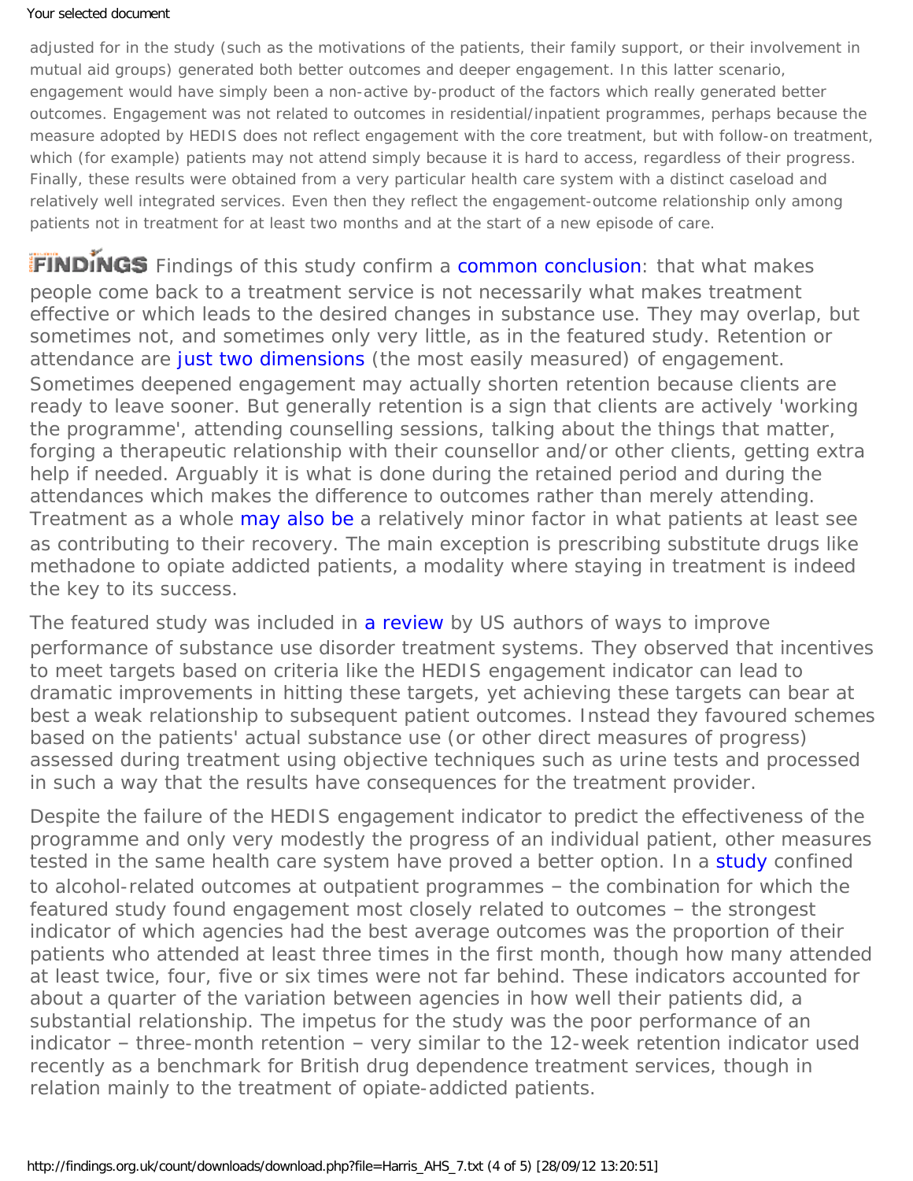adjusted for in the study (such as the motivations of the patients, their family support, or their involvement in mutual aid groups) generated both better outcomes and deeper engagement. In this latter scenario, engagement would have simply been a non-active by-product of the factors which really generated better outcomes. Engagement was not related to outcomes in residential/inpatient programmes, perhaps because the measure adopted by HEDIS does not reflect engagement with the core treatment, but with follow-on treatment, which (for example) patients may not attend simply because it is hard to access, regardless of their progress. Finally, these results were obtained from a very particular health care system with a distinct caseload and relatively well integrated services. Even then they reflect the engagement-outcome relationship only among patients not in treatment for at least two months and at the start of a new episode of care.

**FINDINGS** Findings of this study confirm a common conclusion: that what makes people come back to a treatment service is not necessarily what makes treatment effective or which leads to the desired changes in substance use. They may overlap, but sometimes not, and sometimes only very little, as in the featured study. Retention or attendance are just two dimensions (the most easily measured) of engagement. Sometimes deepened engagement may actually shorten retention because clients are ready to leave sooner. But generally retention is a sign that clients are actively 'working the programme', attending counselling sessions, talking about the things that matter, forging a therapeutic relationship with their counsellor and/or other clients, getting extra help if needed. Arguably it is what is done during the retained period and during the attendances which makes the difference to outcomes rather than merely attending. Treatment as a whole may also be a relatively minor factor in what patients at least see as contributing to their recovery. The main exception is prescribing substitute drugs like methadone to opiate addicted patients, a modality where staying in treatment is indeed the key to its success.

The featured study was included in a review by US authors of ways to improve performance of substance use disorder treatment systems. They observed that incentives to meet targets based on criteria like the HEDIS engagement indicator can lead to dramatic improvements in hitting these targets, yet achieving these targets can bear at best a weak relationship to subsequent patient outcomes. Instead they favoured schemes based on the patients' actual substance use (or other direct measures of progress) assessed during treatment using objective techniques such as urine tests and processed in such a way that the results have consequences for the treatment provider.

Despite the failure of the HEDIS engagement indicator to predict the effectiveness of the programme and only very modestly the progress of an individual patient, other measures tested in the same health care system have proved a better option. In a study confined to alcohol-related outcomes at outpatient programmes – the combination for which the featured study found engagement most closely related to outcomes – the strongest indicator of which agencies had the best average outcomes was the proportion of their patients who attended at least three times in the first month, though how many attended at least twice, four, five or six times were not far behind. These indicators accounted for about a quarter of the variation between agencies in how well their patients did, a substantial relationship. The impetus for the study was the poor performance of an indicator – three-month retention – very similar to the 12-week retention indicator used recently as a benchmark for British drug dependence treatment services, though in relation mainly to the treatment of opiate-addicted patients.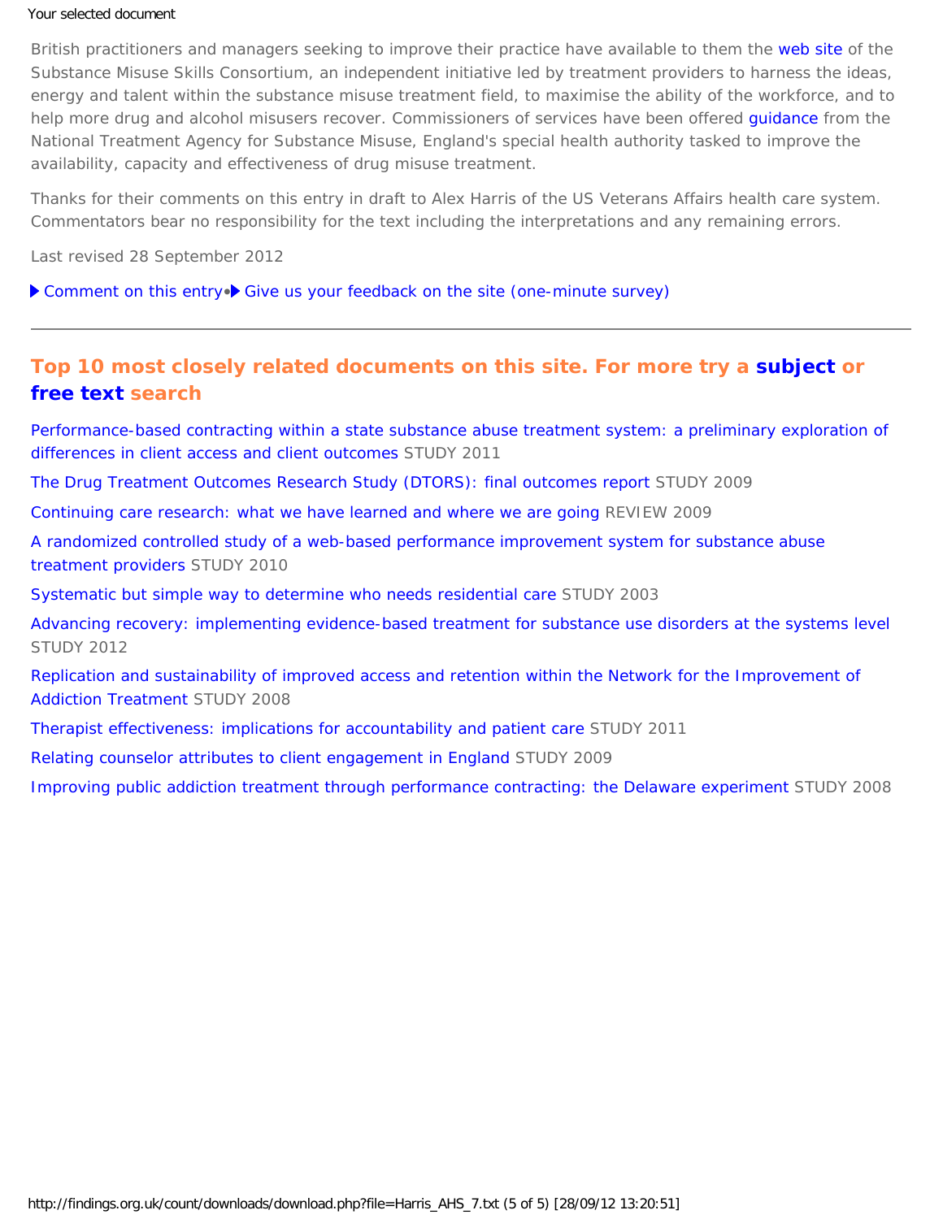British practitioners and managers seeking to improve their practice have available to them the web site of the Substance Misuse Skills Consortium, an independent initiative led by treatment providers to harness the ideas, energy and talent within the substance misuse treatment field, to maximise the ability of the workforce, and to help more drug and alcohol misusers recover. Commissioners of services have been offered guidance from the National Treatment Agency for Substance Misuse, England's special health authority tasked to improve the availability, capacity and effectiveness of drug misuse treatment.

Thanks for their comments on this entry in draft to Alex Harris of the US Veterans Affairs health care system. Commentators bear no responsibility for the text including the interpretations and any remaining errors.

Last revised 28 September 2012

▶ Comment on this entry • ▶ Give us your feedback on the site (one-minute survey)

---

## Top 10 most closely related documents on this site. For more try a subject or free text search

Performance-based contracting within a state substance abuse treatment system: a preliminary exploration of differences in client access and client outcomes STUDY 2011

The Drug Treatment Outcomes Research Study (DTORS): final outcomes report STUDY 2009

Continuing care research: what we have learned and where we are going REVIEW 2009

A randomized controlled study of a web-based performance improvement system for substance abuse treatment providers STUDY 2010

Systematic but simple way to determine who needs residential care STUDY 2003

Advancing recovery: implementing evidence-based treatment for substance use disorders at the systems level STUDY 2012

Replication and sustainability of improved access and retention within the Network for the Improvement of Addiction Treatment STUDY 2008

Therapist effectiveness: implications for accountability and patient care STUDY 2011

Relating counselor attributes to client engagement in England STUDY 2009

Improving public addiction treatment through performance contracting: the Delaware experiment STUDY 2008